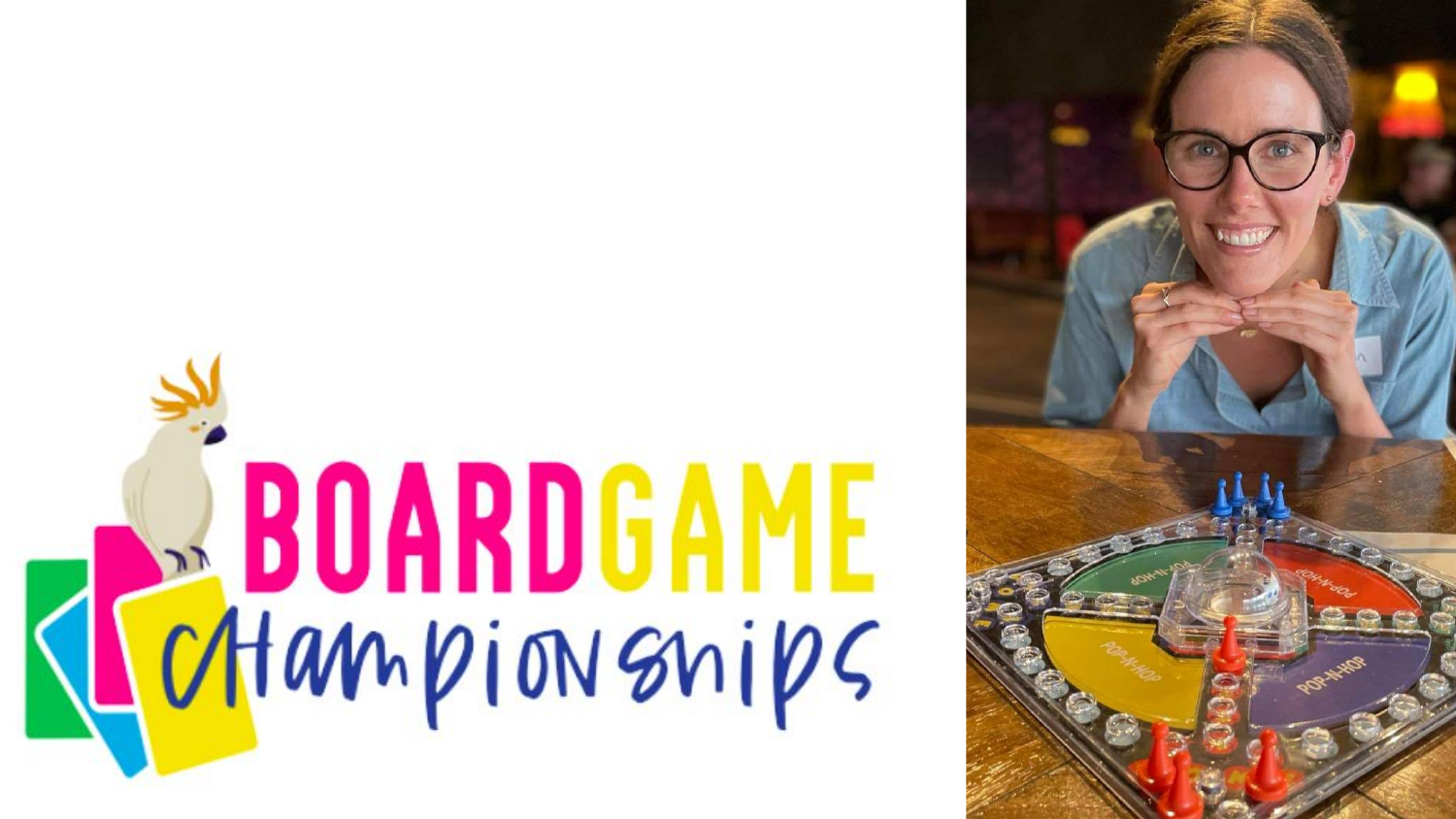# BOARDGAME Championships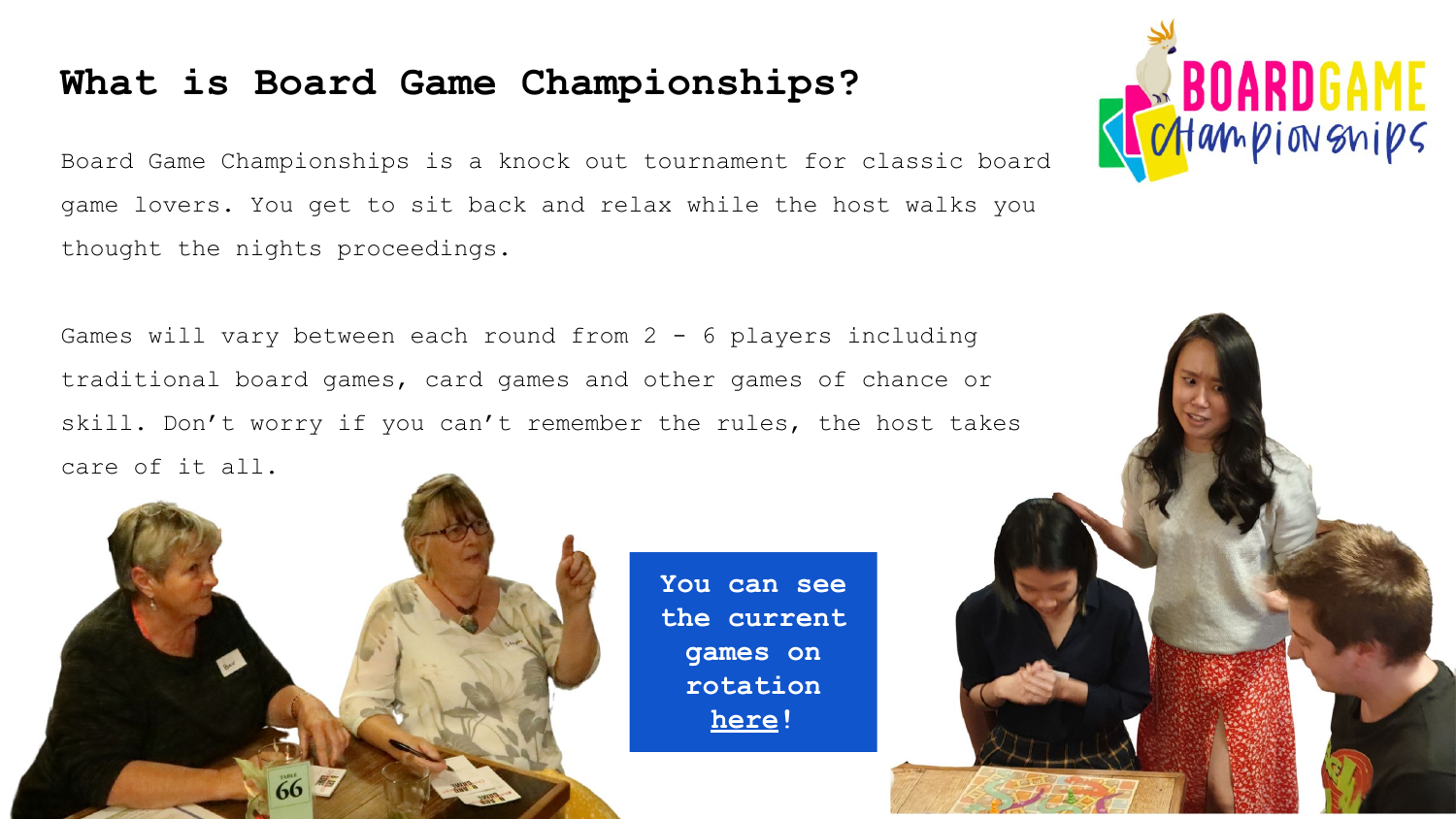# What is Board Game Championships?

Board Game Championships is a knock out tournament for classic board game lovers. You get to sit back and relax while the host walks you thought the nights proceedings.

Games will vary between each round from 2 - 6 players including traditional board games, card games and other games of chance or skill. Don't worry if you can't remember the rules, the host takes care of it all.

**You can see the current games on rotation [here](#)!**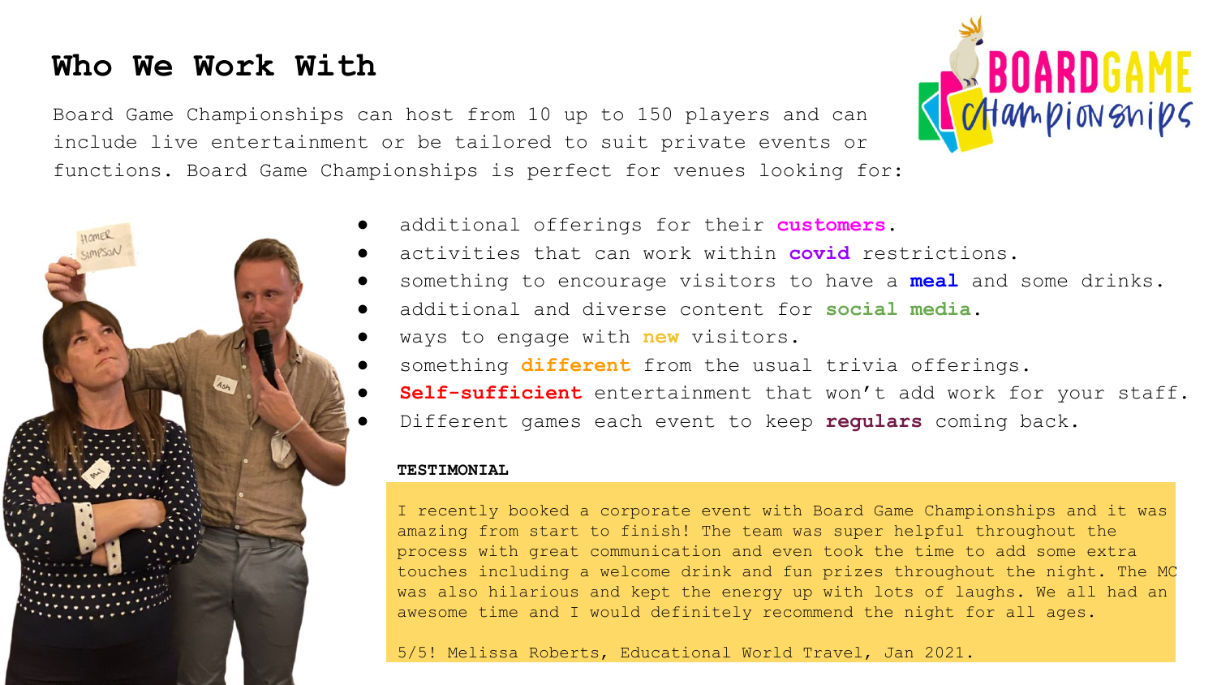# Who We Work With

Board Game Championships can host from 10 up to 150 players and can include live entertainment or be tailored to suit private events or functions. Board Game Championships is perfect for venues looking for:

- additional offerings for their **customers**.
- activities that can work within **covid** restrictions.
- something to encourage visitors to have a **meal** and some drinks.
- additional and diverse content for **social media**.
- ways to engage with **new** visitors.
- something **different** from the usual trivia offerings.
- **Self-sufficient** entertainment that won't add work for your staff.
- Different games each event to keep **regulars** coming back.

**TESTIMONIAL**

I recently booked a corporate event with Board Game Championships and it was amazing from start to finish! The team was super helpful throughout the process with great communication and even took the time to add some extra touches including a welcome drink and fun prizes throughout the night. The MC was also hilarious and kept the energy up with lots of laughs. We all had an awesome time and I would definitely recommend the night for all ages.

5/5! Melissa Roberts, Educational World Travel, Jan 2021.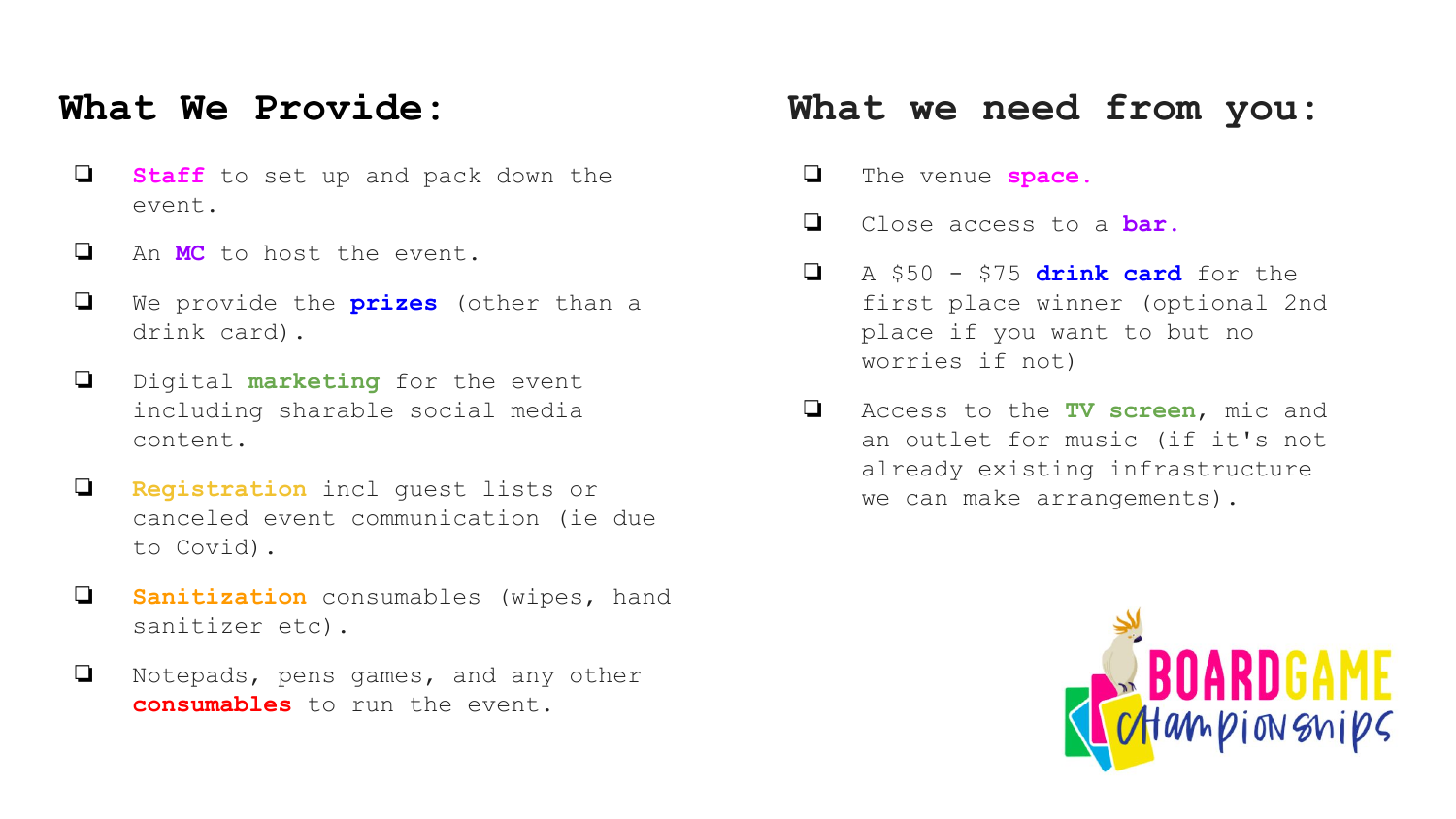## What We Provide:

- **Staff** to set up and pack down the event.
- An **MC** to host the event.
- We provide the **prizes** (other than a drink card).
- Digital **marketing** for the event including sharable social media content.
- **Registration** incl guest lists or canceled event communication (ie due to Covid).
- **Sanitization** consumables (wipes, hand sanitizer etc).
- Notepads, pens games, and any other **consumables** to run the event.

## What we need from you:

- The venue **space.**
- Close access to a **bar.**
- A $50 - $75 **drink card** for the first place winner (optional 2nd place if you want to but no worries if not)
- Access to the **TV screen**, mic and an outlet for music (if it's not already existing infrastructure we can make arrangements).

BOARDGAME Championships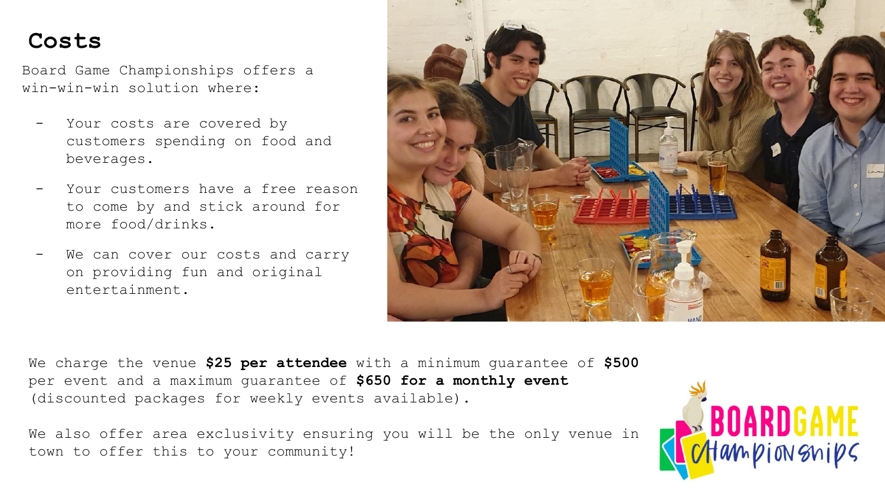# Costs

Board Game Championships offers a win-win-win solution where:

- Your costs are covered by customers spending on food and beverages.
- Your customers have a free reason to come by and stick around for more food/drinks.
- We can cover our costs and carry on providing fun and original entertainment.

We charge the venue **$25 per attendee** with a minimum guarantee of **$500** per event and a maximum guarantee of **$650 for a monthly event** (discounted packages for weekly events available).

We also offer area exclusivity ensuring you will be the only venue in town to offer this to your community!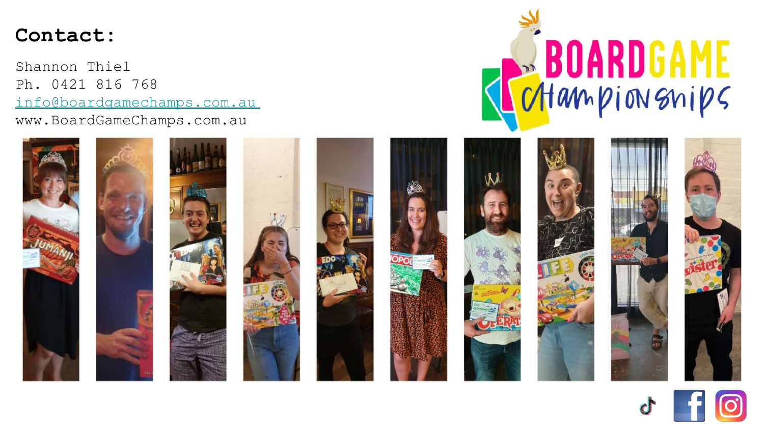## **Contact:**

Shannon Thiel
Ph. 0421 816 768
info@boardgamechamps.com.au
www.BoardGameChamps.com.au